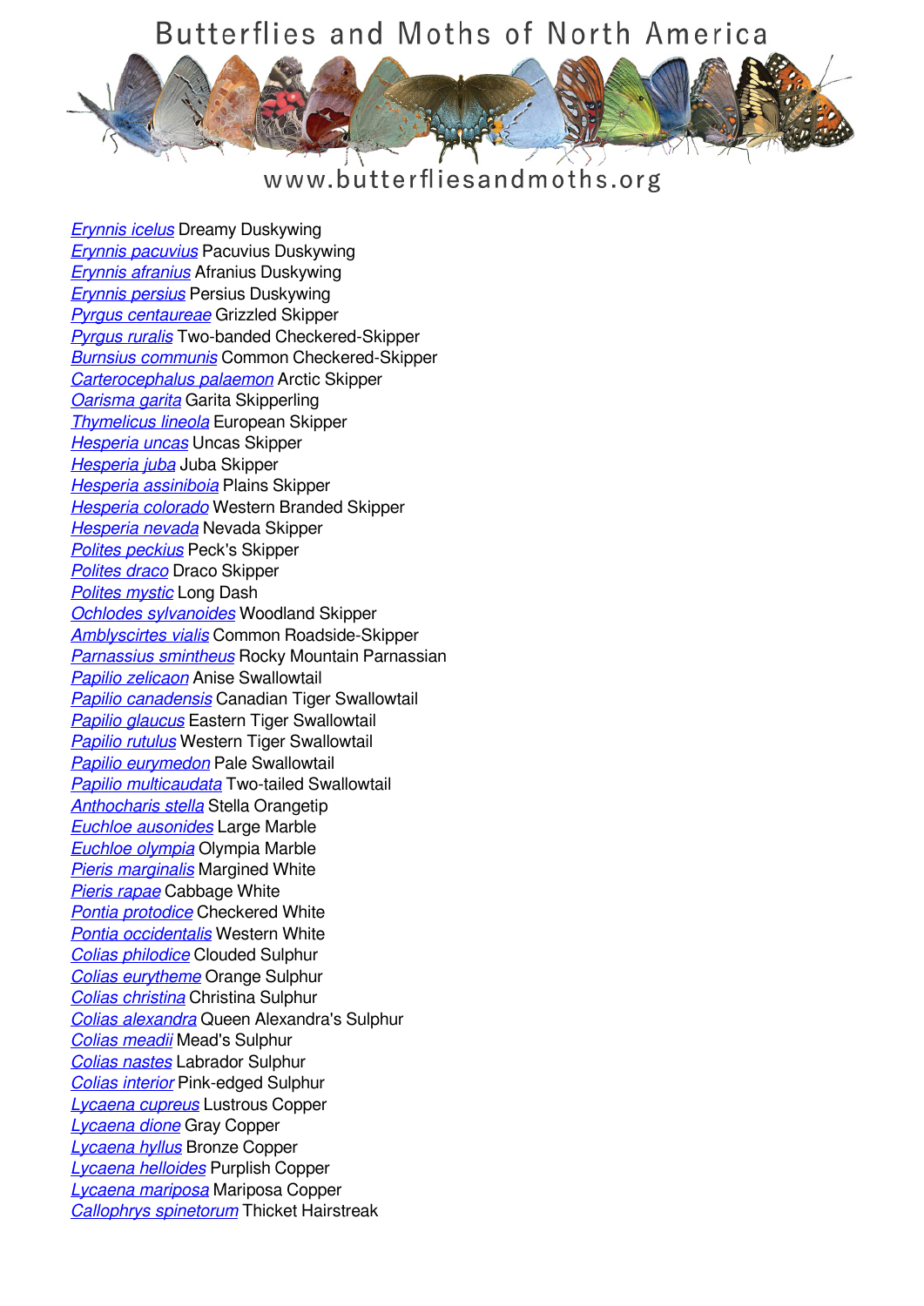# Butterflies and Moths of North America

www.butterfliesandmoths.org

*Erynnis icelus* Dreamy Duskywing
*Erynnis pacuvius* Pacuvius Duskywing
*Erynnis afranius* Afranius Duskywing
*Erynnis persius* Persius Duskywing
*Pyrgus centaureae* Grizzled Skipper
*Pyrgus ruralis* Two-banded Checkered-Skipper
*Burnsius communis* Common Checkered-Skipper
*Carterocephalus palaemon* Arctic Skipper
*Oarisma garita* Garita Skipperling
*Thymelicus lineola* European Skipper
*Hesperia uncas* Uncas Skipper
*Hesperia juba* Juba Skipper
*Hesperia assiniboia* Plains Skipper
*Hesperia colorado* Western Branded Skipper
*Hesperia nevada* Nevada Skipper
*Polites peckius* Peck's Skipper
*Polites draco* Draco Skipper
*Polites mystic* Long Dash
*Ochlodes sylvanoides* Woodland Skipper
*Amblyscirtes vialis* Common Roadside-Skipper
*Parnassius smintheus* Rocky Mountain Parnassian
*Papilio zelicaon* Anise Swallowtail
*Papilio canadensis* Canadian Tiger Swallowtail
*Papilio glaucus* Eastern Tiger Swallowtail
*Papilio rutulus* Western Tiger Swallowtail
*Papilio eurymedon* Pale Swallowtail
*Papilio multicaudata* Two-tailed Swallowtail
*Anthocharis stella* Stella Orangetip
*Euchloe ausonides* Large Marble
*Euchloe olympia* Olympia Marble
*Pieris marginalis* Margined White
*Pieris rapae* Cabbage White
*Pontia protodice* Checkered White
*Pontia occidentalis* Western White
*Colias philodice* Clouded Sulphur
*Colias eurytheme* Orange Sulphur
*Colias christina* Christina Sulphur
*Colias alexandra* Queen Alexandra's Sulphur
*Colias meadii* Mead's Sulphur
*Colias nastes* Labrador Sulphur
*Colias interior* Pink-edged Sulphur
*Lycaena cupreus* Lustrous Copper
*Lycaena dione* Gray Copper
*Lycaena hyllus* Bronze Copper
*Lycaena helloides* Purplish Copper
*Lycaena mariposa* Mariposa Copper
*Callophrys spinetorum* Thicket Hairstreak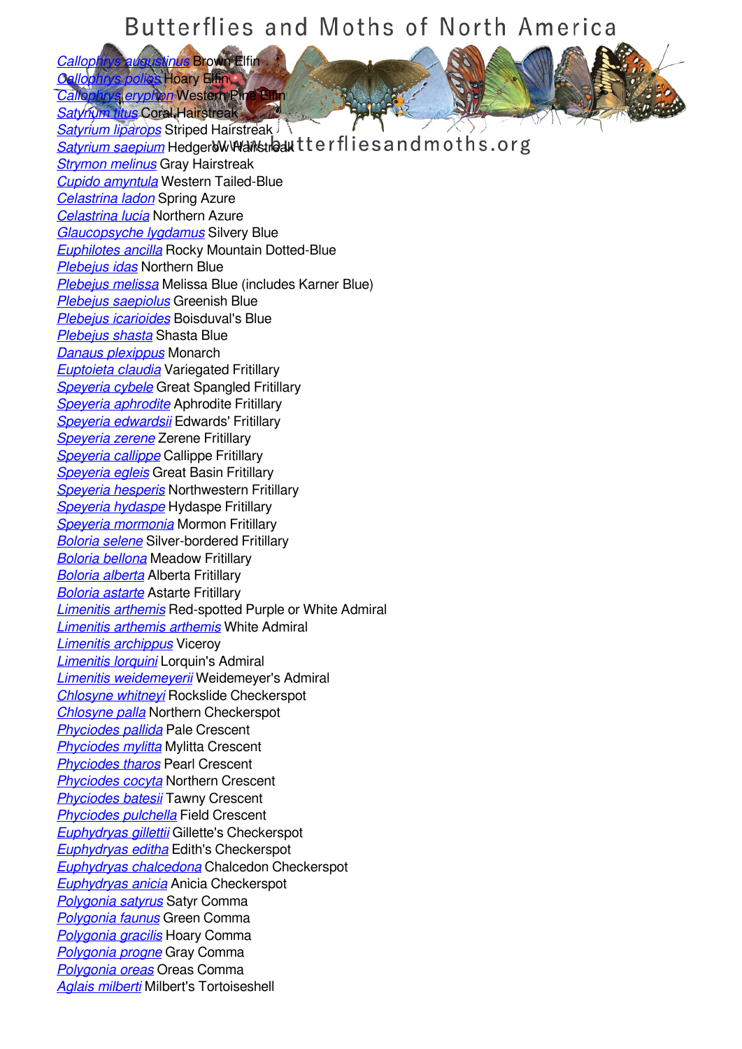*Callophrys augustinus* Brown Elfin
*Callophrys polios* Hoary Elfin
*Callophrys eryphon* Western Pine Elfin
*Satyrium titus* Coral Hairstreak
*Satyrium liparops* Striped Hairstreak
*Satyrium saepium* Hedgerow Hairstreak
*Strymon melinus* Gray Hairstreak
*Cupido amyntula* Western Tailed-Blue
*Celastrina ladon* Spring Azure
*Celastrina lucia* Northern Azure
*Glaucopsyche lygdamus* Silvery Blue
*Euphilotes ancilla* Rocky Mountain Dotted-Blue
*Plebejus idas* Northern Blue
*Plebejus melissa* Melissa Blue (includes Karner Blue)
*Plebejus saepiolus* Greenish Blue
*Plebejus icarioides* Boisduval's Blue
*Plebejus shasta* Shasta Blue
*Danaus plexippus* Monarch
*Euptoieta claudia* Variegated Fritillary
*Speyeria cybele* Great Spangled Fritillary
*Speyeria aphrodite* Aphrodite Fritillary
*Speyeria edwardsii* Edwards' Fritillary
*Speyeria zerene* Zerene Fritillary
*Speyeria callippe* Callippe Fritillary
*Speyeria egleis* Great Basin Fritillary
*Speyeria hesperis* Northwestern Fritillary
*Speyeria hydaspe* Hydaspe Fritillary
*Speyeria mormonia* Mormon Fritillary
*Boloria selene* Silver-bordered Fritillary
*Boloria bellona* Meadow Fritillary
*Boloria alberta* Alberta Fritillary
*Boloria astarte* Astarte Fritillary
*Limenitis arthemis* Red-spotted Purple or White Admiral
*Limenitis arthemis arthemis* White Admiral
*Limenitis archippus* Viceroy
*Limenitis lorquini* Lorquin's Admiral
*Limenitis weidemeyerii* Weidemeyer's Admiral
*Chlosyne whitneyi* Rockslide Checkerspot
*Chlosyne palla* Northern Checkerspot
*Phyciodes pallida* Pale Crescent
*Phyciodes mylitta* Mylitta Crescent
*Phyciodes tharos* Pearl Crescent
*Phyciodes cocyta* Northern Crescent
*Phyciodes batesii* Tawny Crescent
*Phyciodes pulchella* Field Crescent
*Euphydryas gillettii* Gillette's Checkerspot
*Euphydryas editha* Edith's Checkerspot
*Euphydryas chalcedona* Chalcedon Checkerspot
*Euphydryas anicia* Anicia Checkerspot
*Polygonia satyrus* Satyr Comma
*Polygonia faunus* Green Comma
*Polygonia gracilis* Hoary Comma
*Polygonia progne* Gray Comma
*Polygonia oreas* Oreas Comma
*Aglais milberti* Milbert's Tortoiseshell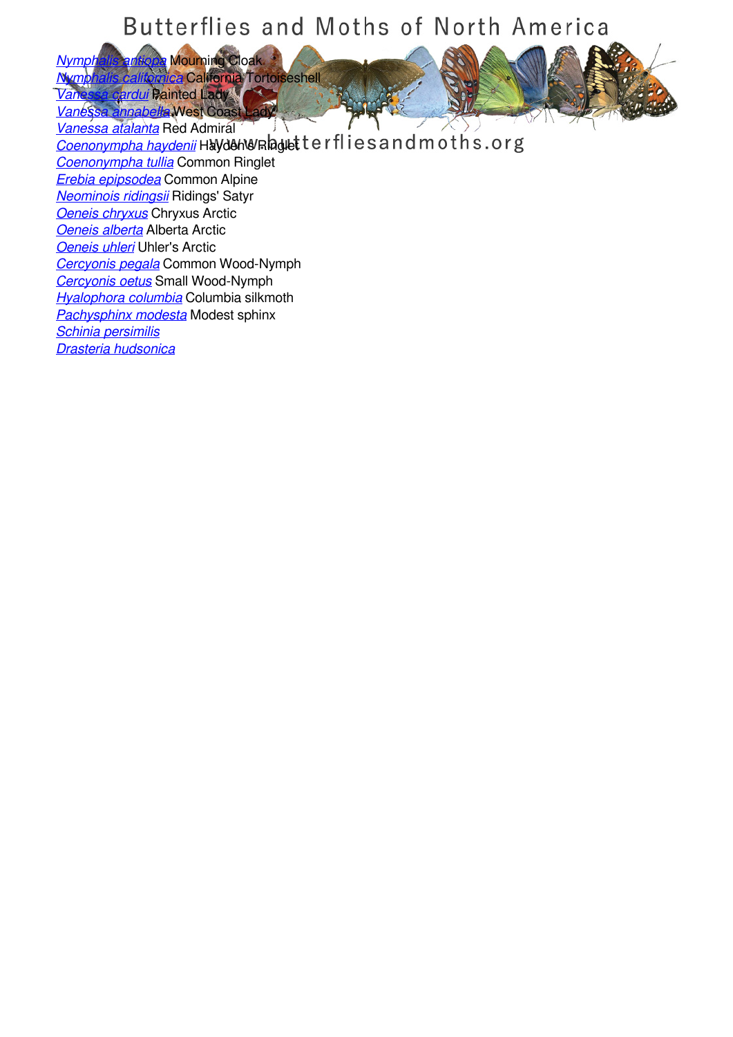*Nymphalis antiopa* Mourning Cloak
*Nymphalis californica* California Tortoiseshell
*Vanessa cardui* Painted Lady
*Vanessa annabella* West Coast Lady
*Vanessa atalanta* Red Admiral
*Coenonympha haydenii* Hayden's Ringlet
*Coenonympha tullia* Common Ringlet
*Erebia epipsodea* Common Alpine
*Neominois ridingsii* Ridings' Satyr
*Oeneis chryxus* Chryxus Arctic
*Oeneis alberta* Alberta Arctic
*Oeneis uhleri* Uhler's Arctic
*Cercyonis pegala* Common Wood-Nymph
*Cercyonis oetus* Small Wood-Nymph
*Hyalophora columbia* Columbia silkmoth
*Pachysphinx modesta* Modest sphinx
*Schinia persimilis*
*Drasteria hudsonica*